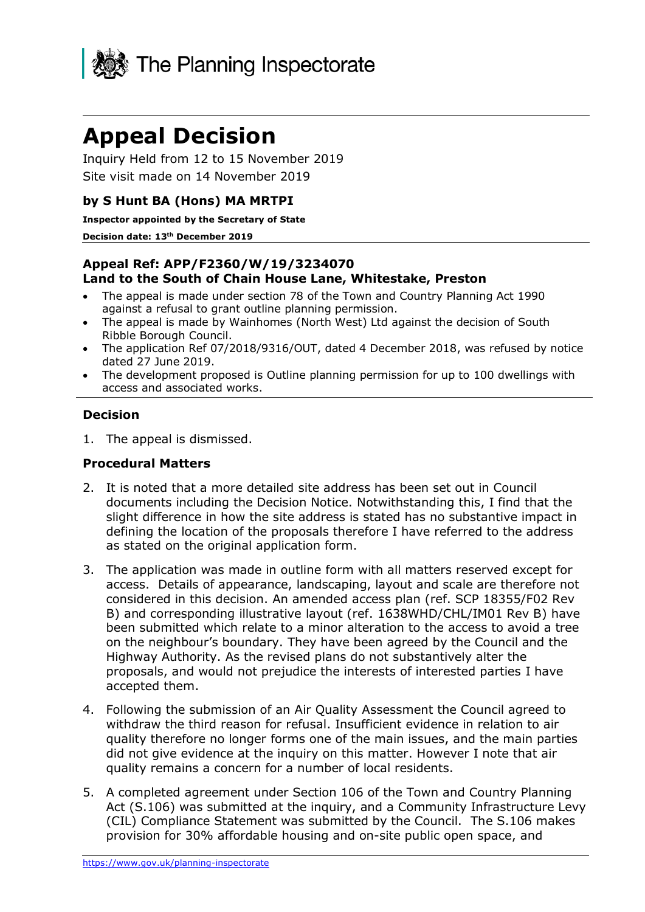The Planning Inspectorate

# Appeal Decision

Inquiry Held from 12 to 15 November 2019

Site visit made on 14 November 2019

### by S Hunt BA (Hons) MA MRTPI

**Inspector appointed by the Secretary of State**

**Decision date: 13th December 2019**

---

### Appeal Ref: APP/F2360/W/19/3234070
### Land to the South of Chain House Lane, Whitestake, Preston

- The appeal is made under section 78 of the Town and Country Planning Act 1990 against a refusal to grant outline planning permission.
- The appeal is made by Wainhomes (North West) Ltd against the decision of South Ribble Borough Council.
- The application Ref 07/2018/9316/OUT, dated 4 December 2018, was refused by notice dated 27 June 2019.
- The development proposed is Outline planning permission for up to 100 dwellings with access and associated works.

---

### Decision

1. The appeal is dismissed.

### Procedural Matters

2. It is noted that a more detailed site address has been set out in Council documents including the Decision Notice. Notwithstanding this, I find that the slight difference in how the site address is stated has no substantive impact in defining the location of the proposals therefore I have referred to the address as stated on the original application form.

3. The application was made in outline form with all matters reserved except for access. Details of appearance, landscaping, layout and scale are therefore not considered in this decision. An amended access plan (ref. SCP 18355/F02 Rev B) and corresponding illustrative layout (ref. 1638WHD/CHL/IM01 Rev B) have been submitted which relate to a minor alteration to the access to avoid a tree on the neighbour's boundary. They have been agreed by the Council and the Highway Authority. As the revised plans do not substantively alter the proposals, and would not prejudice the interests of interested parties I have accepted them.

4. Following the submission of an Air Quality Assessment the Council agreed to withdraw the third reason for refusal. Insufficient evidence in relation to air quality therefore no longer forms one of the main issues, and the main parties did not give evidence at the inquiry on this matter. However I note that air quality remains a concern for a number of local residents.

5. A completed agreement under Section 106 of the Town and Country Planning Act (S.106) was submitted at the inquiry, and a Community Infrastructure Levy (CIL) Compliance Statement was submitted by the Council. The S.106 makes provision for 30% affordable housing and on-site public open space, and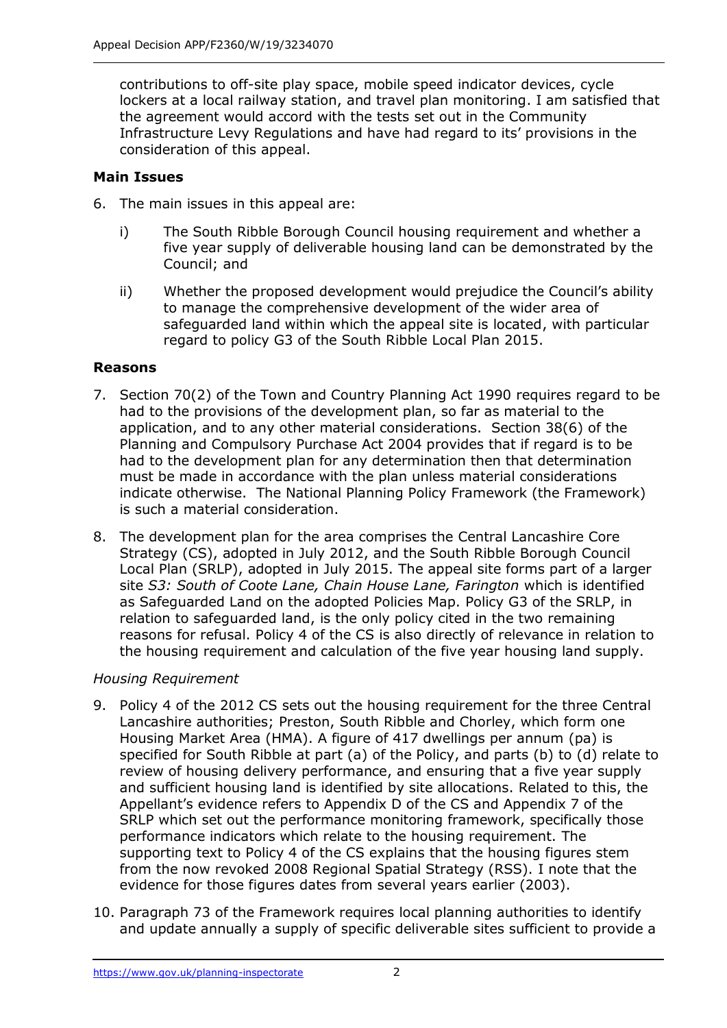contributions to off-site play space, mobile speed indicator devices, cycle lockers at a local railway station, and travel plan monitoring. I am satisfied that the agreement would accord with the tests set out in the Community Infrastructure Levy Regulations and have had regard to its' provisions in the consideration of this appeal.

**Main Issues**

6. The main issues in this appeal are:

   i) The South Ribble Borough Council housing requirement and whether a five year supply of deliverable housing land can be demonstrated by the Council; and

   ii) Whether the proposed development would prejudice the Council's ability to manage the comprehensive development of the wider area of safeguarded land within which the appeal site is located, with particular regard to policy G3 of the South Ribble Local Plan 2015.

**Reasons**

7. Section 70(2) of the Town and Country Planning Act 1990 requires regard to be had to the provisions of the development plan, so far as material to the application, and to any other material considerations. Section 38(6) of the Planning and Compulsory Purchase Act 2004 provides that if regard is to be had to the development plan for any determination then that determination must be made in accordance with the plan unless material considerations indicate otherwise. The National Planning Policy Framework (the Framework) is such a material consideration.

8. The development plan for the area comprises the Central Lancashire Core Strategy (CS), adopted in July 2012, and the South Ribble Borough Council Local Plan (SRLP), adopted in July 2015. The appeal site forms part of a larger site *S3: South of Coote Lane, Chain House Lane, Farington* which is identified as Safeguarded Land on the adopted Policies Map. Policy G3 of the SRLP, in relation to safeguarded land, is the only policy cited in the two remaining reasons for refusal. Policy 4 of the CS is also directly of relevance in relation to the housing requirement and calculation of the five year housing land supply.

*Housing Requirement*

9. Policy 4 of the 2012 CS sets out the housing requirement for the three Central Lancashire authorities; Preston, South Ribble and Chorley, which form one Housing Market Area (HMA). A figure of 417 dwellings per annum (pa) is specified for South Ribble at part (a) of the Policy, and parts (b) to (d) relate to review of housing delivery performance, and ensuring that a five year supply and sufficient housing land is identified by site allocations. Related to this, the Appellant's evidence refers to Appendix D of the CS and Appendix 7 of the SRLP which set out the performance monitoring framework, specifically those performance indicators which relate to the housing requirement. The supporting text to Policy 4 of the CS explains that the housing figures stem from the now revoked 2008 Regional Spatial Strategy (RSS). I note that the evidence for those figures dates from several years earlier (2003).

10. Paragraph 73 of the Framework requires local planning authorities to identify and update annually a supply of specific deliverable sites sufficient to provide a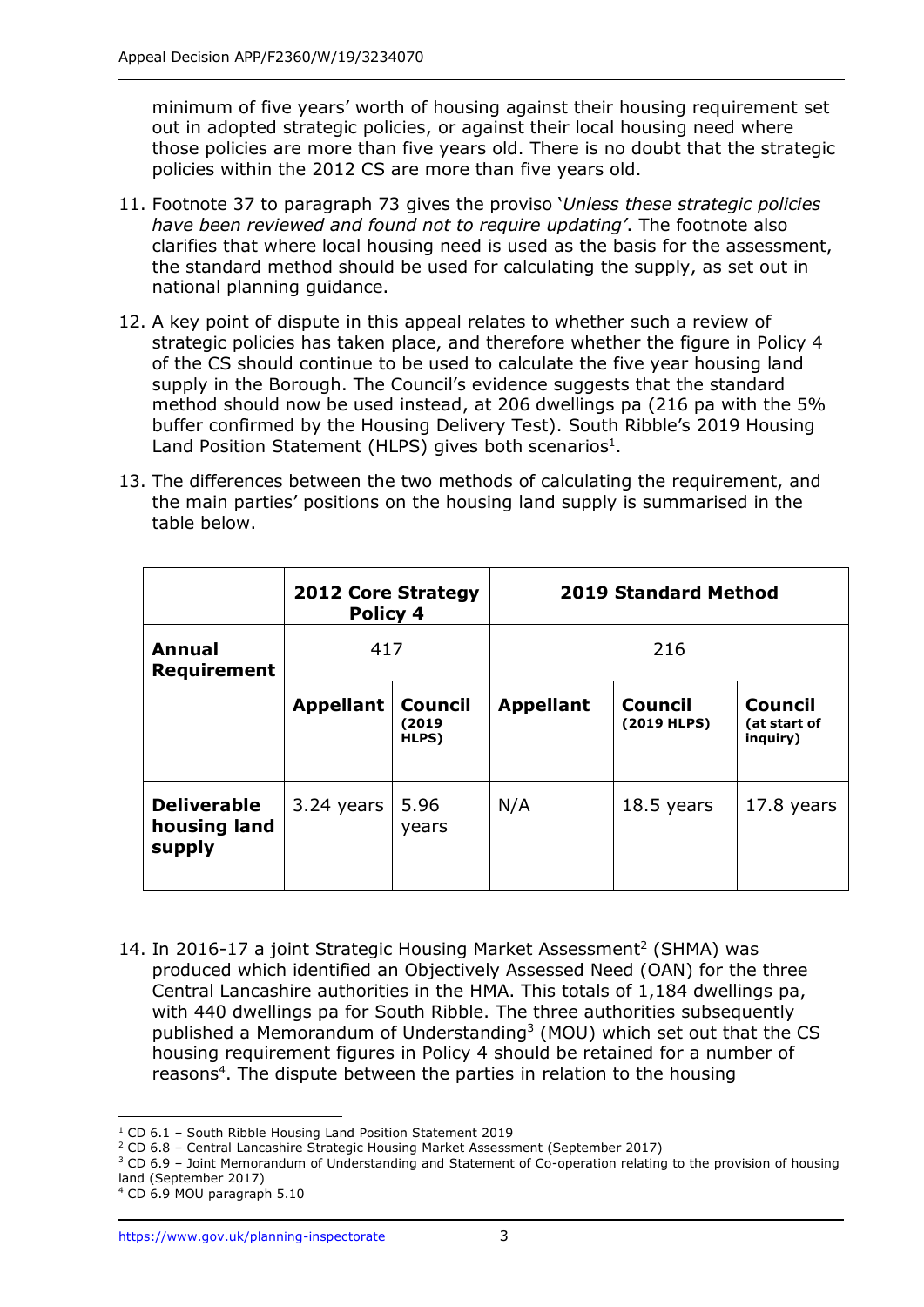minimum of five years' worth of housing against their housing requirement set out in adopted strategic policies, or against their local housing need where those policies are more than five years old. There is no doubt that the strategic policies within the 2012 CS are more than five years old.

11. Footnote 37 to paragraph 73 gives the proviso '*Unless these strategic policies have been reviewed and found not to require updating'*. The footnote also clarifies that where local housing need is used as the basis for the assessment, the standard method should be used for calculating the supply, as set out in national planning guidance.

12. A key point of dispute in this appeal relates to whether such a review of strategic policies has taken place, and therefore whether the figure in Policy 4 of the CS should continue to be used to calculate the five year housing land supply in the Borough. The Council's evidence suggests that the standard method should now be used instead, at 206 dwellings pa (216 pa with the 5% buffer confirmed by the Housing Delivery Test). South Ribble's 2019 Housing Land Position Statement (HLPS) gives both scenarios[1].

13. The differences between the two methods of calculating the requirement, and the main parties' positions on the housing land supply is summarised in the table below.

| | **2012 Core Strategy Policy 4** | | **2019 Standard Method** | | |
|---|---|---|---|---|---|
| **Annual Requirement** | 417 | | 216 | | |
| | **Appellant** | **Council (2019 HLPS)** | **Appellant** | **Council (2019 HLPS)** | **Council (at start of inquiry)** |
| **Deliverable housing land supply** | 3.24 years | 5.96 years | N/A | 18.5 years | 17.8 years |

14. In 2016-17 a joint Strategic Housing Market Assessment[2] (SHMA) was produced which identified an Objectively Assessed Need (OAN) for the three Central Lancashire authorities in the HMA. This totals of 1,184 dwellings pa, with 440 dwellings pa for South Ribble. The three authorities subsequently published a Memorandum of Understanding[3] (MOU) which set out that the CS housing requirement figures in Policy 4 should be retained for a number of reasons[4]. The dispute between the parties in relation to the housing

[1] CD 6.1 – South Ribble Housing Land Position Statement 2019

[2] CD 6.8 – Central Lancashire Strategic Housing Market Assessment (September 2017)

[3] CD 6.9 – Joint Memorandum of Understanding and Statement of Co-operation relating to the provision of housing land (September 2017)

[4] CD 6.9 MOU paragraph 5.10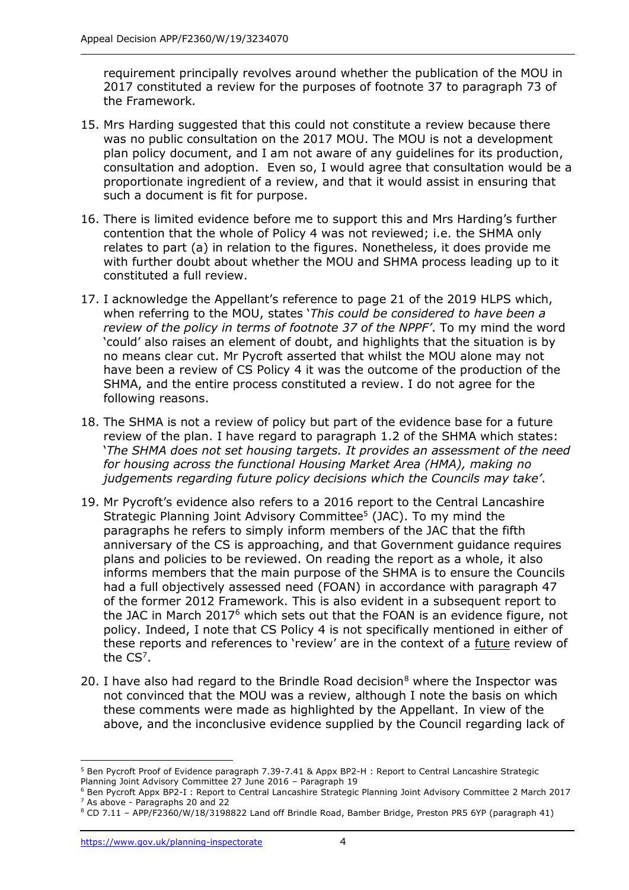requirement principally revolves around whether the publication of the MOU in 2017 constituted a review for the purposes of footnote 37 to paragraph 73 of the Framework.

15. Mrs Harding suggested that this could not constitute a review because there was no public consultation on the 2017 MOU. The MOU is not a development plan policy document, and I am not aware of any guidelines for its production, consultation and adoption. Even so, I would agree that consultation would be a proportionate ingredient of a review, and that it would assist in ensuring that such a document is fit for purpose.

16. There is limited evidence before me to support this and Mrs Harding's further contention that the whole of Policy 4 was not reviewed; i.e. the SHMA only relates to part (a) in relation to the figures. Nonetheless, it does provide me with further doubt about whether the MOU and SHMA process leading up to it constituted a full review.

17. I acknowledge the Appellant's reference to page 21 of the 2019 HLPS which, when referring to the MOU, states '*This could be considered to have been a review of the policy in terms of footnote 37 of the NPPF*'. To my mind the word 'could' also raises an element of doubt, and highlights that the situation is by no means clear cut. Mr Pycroft asserted that whilst the MOU alone may not have been a review of CS Policy 4 it was the outcome of the production of the SHMA, and the entire process constituted a review. I do not agree for the following reasons.

18. The SHMA is not a review of policy but part of the evidence base for a future review of the plan. I have regard to paragraph 1.2 of the SHMA which states: '*The SHMA does not set housing targets. It provides an assessment of the need for housing across the functional Housing Market Area (HMA), making no judgements regarding future policy decisions which the Councils may take*'.

19. Mr Pycroft's evidence also refers to a 2016 report to the Central Lancashire Strategic Planning Joint Advisory Committee[5] (JAC). To my mind the paragraphs he refers to simply inform members of the JAC that the fifth anniversary of the CS is approaching, and that Government guidance requires plans and policies to be reviewed. On reading the report as a whole, it also informs members that the main purpose of the SHMA is to ensure the Councils had a full objectively assessed need (FOAN) in accordance with paragraph 47 of the former 2012 Framework. This is also evident in a subsequent report to the JAC in March 2017[6] which sets out that the FOAN is an evidence figure, not policy. Indeed, I note that CS Policy 4 is not specifically mentioned in either of these reports and references to 'review' are in the context of a <u>future</u> review of the CS[7].

20. I have also had regard to the Brindle Road decision[8] where the Inspector was not convinced that the MOU was a review, although I note the basis on which these comments were made as highlighted by the Appellant. In view of the above, and the inconclusive evidence supplied by the Council regarding lack of

---

[5] Ben Pycroft Proof of Evidence paragraph 7.39-7.41 & Appx BP2-H : Report to Central Lancashire Strategic Planning Joint Advisory Committee 27 June 2016 – Paragraph 19

[6] Ben Pycroft Appx BP2-I : Report to Central Lancashire Strategic Planning Joint Advisory Committee 2 March 2017

[7] As above - Paragraphs 20 and 22

[8] CD 7.11 – APP/F2360/W/18/3198822 Land off Brindle Road, Bamber Bridge, Preston PR5 6YP (paragraph 41)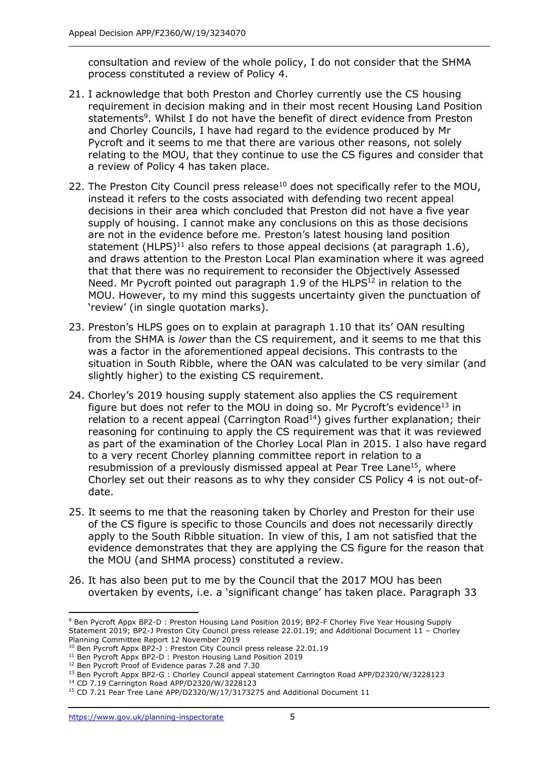consultation and review of the whole policy, I do not consider that the SHMA process constituted a review of Policy 4.

21. I acknowledge that both Preston and Chorley currently use the CS housing requirement in decision making and in their most recent Housing Land Position statements[9]. Whilst I do not have the benefit of direct evidence from Preston and Chorley Councils, I have had regard to the evidence produced by Mr Pycroft and it seems to me that there are various other reasons, not solely relating to the MOU, that they continue to use the CS figures and consider that a review of Policy 4 has taken place.

22. The Preston City Council press release[10] does not specifically refer to the MOU, instead it refers to the costs associated with defending two recent appeal decisions in their area which concluded that Preston did not have a five year supply of housing. I cannot make any conclusions on this as those decisions are not in the evidence before me. Preston's latest housing land position statement (HLPS)[11] also refers to those appeal decisions (at paragraph 1.6), and draws attention to the Preston Local Plan examination where it was agreed that that there was no requirement to reconsider the Objectively Assessed Need. Mr Pycroft pointed out paragraph 1.9 of the HLPS[12] in relation to the MOU. However, to my mind this suggests uncertainty given the punctuation of 'review' (in single quotation marks).

23. Preston's HLPS goes on to explain at paragraph 1.10 that its' OAN resulting from the SHMA is *lower* than the CS requirement, and it seems to me that this was a factor in the aforementioned appeal decisions. This contrasts to the situation in South Ribble, where the OAN was calculated to be very similar (and slightly higher) to the existing CS requirement.

24. Chorley's 2019 housing supply statement also applies the CS requirement figure but does not refer to the MOU in doing so. Mr Pycroft's evidence[13] in relation to a recent appeal (Carrington Road[14]) gives further explanation; their reasoning for continuing to apply the CS requirement was that it was reviewed as part of the examination of the Chorley Local Plan in 2015. I also have regard to a very recent Chorley planning committee report in relation to a resubmission of a previously dismissed appeal at Pear Tree Lane[15], where Chorley set out their reasons as to why they consider CS Policy 4 is not out-of-date.

25. It seems to me that the reasoning taken by Chorley and Preston for their use of the CS figure is specific to those Councils and does not necessarily directly apply to the South Ribble situation. In view of this, I am not satisfied that the evidence demonstrates that they are applying the CS figure for the reason that the MOU (and SHMA process) constituted a review.

26. It has also been put to me by the Council that the 2017 MOU has been overtaken by events, i.e. a 'significant change' has taken place. Paragraph 33

---

[9] Ben Pycroft Appx BP2-D : Preston Housing Land Position 2019; BP2-F Chorley Five Year Housing Supply Statement 2019; BP2-J Preston City Council press release 22.01.19; and Additional Document 11 – Chorley Planning Committee Report 12 November 2019

[10] Ben Pycroft Appx BP2-J : Preston City Council press release 22.01.19

[11] Ben Pycroft Appx BP2-D : Preston Housing Land Position 2019

[12] Ben Pycroft Proof of Evidence paras 7.28 and 7.30

[13] Ben Pycroft Appx BP2-G : Chorley Council appeal statement Carrington Road APP/D2320/W/3228123

[14] CD 7.19 Carrington Road APP/D2320/W/3228123

[15] CD 7.21 Pear Tree Lane APP/D2320/W/17/3173275 and Additional Document 11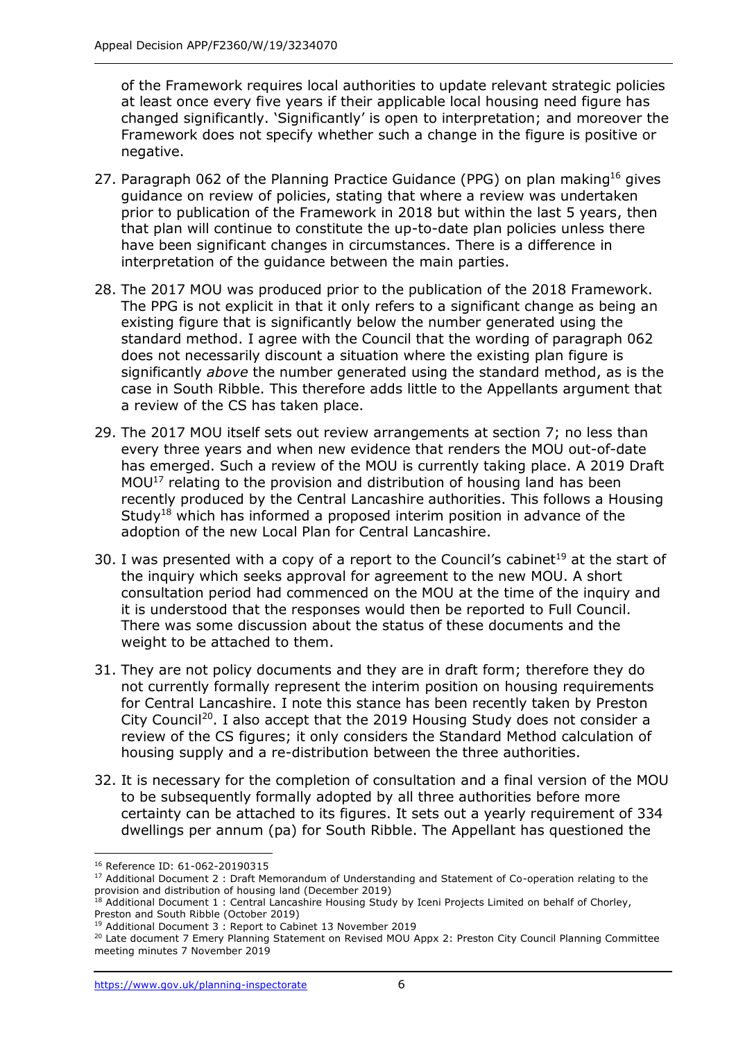of the Framework requires local authorities to update relevant strategic policies at least once every five years if their applicable local housing need figure has changed significantly. 'Significantly' is open to interpretation; and moreover the Framework does not specify whether such a change in the figure is positive or negative.

27. Paragraph 062 of the Planning Practice Guidance (PPG) on plan making[16] gives guidance on review of policies, stating that where a review was undertaken prior to publication of the Framework in 2018 but within the last 5 years, then that plan will continue to constitute the up-to-date plan policies unless there have been significant changes in circumstances. There is a difference in interpretation of the guidance between the main parties.

28. The 2017 MOU was produced prior to the publication of the 2018 Framework. The PPG is not explicit in that it only refers to a significant change as being an existing figure that is significantly below the number generated using the standard method. I agree with the Council that the wording of paragraph 062 does not necessarily discount a situation where the existing plan figure is significantly *above* the number generated using the standard method, as is the case in South Ribble. This therefore adds little to the Appellants argument that a review of the CS has taken place.

29. The 2017 MOU itself sets out review arrangements at section 7; no less than every three years and when new evidence that renders the MOU out-of-date has emerged. Such a review of the MOU is currently taking place. A 2019 Draft MOU[17] relating to the provision and distribution of housing land has been recently produced by the Central Lancashire authorities. This follows a Housing Study[18] which has informed a proposed interim position in advance of the adoption of the new Local Plan for Central Lancashire.

30. I was presented with a copy of a report to the Council's cabinet[19] at the start of the inquiry which seeks approval for agreement to the new MOU. A short consultation period had commenced on the MOU at the time of the inquiry and it is understood that the responses would then be reported to Full Council. There was some discussion about the status of these documents and the weight to be attached to them.

31. They are not policy documents and they are in draft form; therefore they do not currently formally represent the interim position on housing requirements for Central Lancashire. I note this stance has been recently taken by Preston City Council[20]. I also accept that the 2019 Housing Study does not consider a review of the CS figures; it only considers the Standard Method calculation of housing supply and a re-distribution between the three authorities.

32. It is necessary for the completion of consultation and a final version of the MOU to be subsequently formally adopted by all three authorities before more certainty can be attached to its figures. It sets out a yearly requirement of 334 dwellings per annum (pa) for South Ribble. The Appellant has questioned the

---

[16] Reference ID: 61-062-20190315

[17] Additional Document 2 : Draft Memorandum of Understanding and Statement of Co-operation relating to the provision and distribution of housing land (December 2019)

[18] Additional Document 1 : Central Lancashire Housing Study by Iceni Projects Limited on behalf of Chorley, Preston and South Ribble (October 2019)

[19] Additional Document 3 : Report to Cabinet 13 November 2019

[20] Late document 7 Emery Planning Statement on Revised MOU Appx 2: Preston City Council Planning Committee meeting minutes 7 November 2019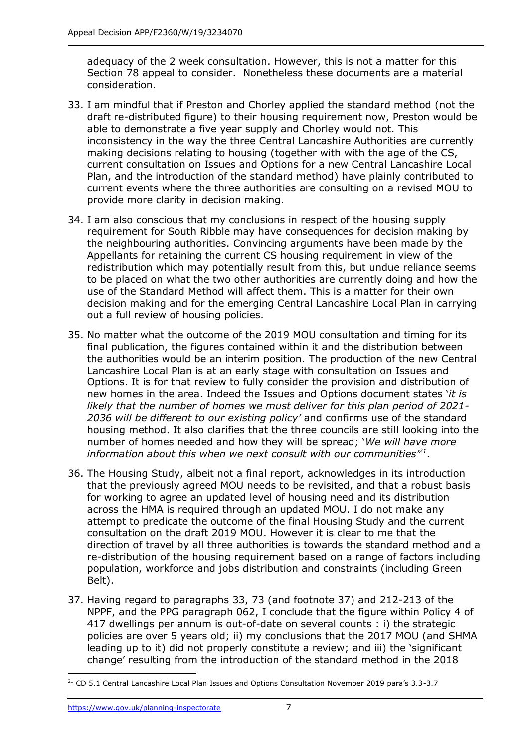adequacy of the 2 week consultation. However, this is not a matter for this Section 78 appeal to consider. Nonetheless these documents are a material consideration.

33. I am mindful that if Preston and Chorley applied the standard method (not the draft re-distributed figure) to their housing requirement now, Preston would be able to demonstrate a five year supply and Chorley would not. This inconsistency in the way the three Central Lancashire Authorities are currently making decisions relating to housing (together with with the age of the CS, current consultation on Issues and Options for a new Central Lancashire Local Plan, and the introduction of the standard method) have plainly contributed to current events where the three authorities are consulting on a revised MOU to provide more clarity in decision making.

34. I am also conscious that my conclusions in respect of the housing supply requirement for South Ribble may have consequences for decision making by the neighbouring authorities. Convincing arguments have been made by the Appellants for retaining the current CS housing requirement in view of the redistribution which may potentially result from this, but undue reliance seems to be placed on what the two other authorities are currently doing and how the use of the Standard Method will affect them. This is a matter for their own decision making and for the emerging Central Lancashire Local Plan in carrying out a full review of housing policies.

35. No matter what the outcome of the 2019 MOU consultation and timing for its final publication, the figures contained within it and the distribution between the authorities would be an interim position. The production of the new Central Lancashire Local Plan is at an early stage with consultation on Issues and Options. It is for that review to fully consider the provision and distribution of new homes in the area. Indeed the Issues and Options document states '*it is likely that the number of homes we must deliver for this plan period of 2021-2036 will be different to our existing policy'* and confirms use of the standard housing method. It also clarifies that the three councils are still looking into the number of homes needed and how they will be spread; '*We will have more information about this when we next consult with our communities'*[21].

36. The Housing Study, albeit not a final report, acknowledges in its introduction that the previously agreed MOU needs to be revisited, and that a robust basis for working to agree an updated level of housing need and its distribution across the HMA is required through an updated MOU. I do not make any attempt to predicate the outcome of the final Housing Study and the current consultation on the draft 2019 MOU. However it is clear to me that the direction of travel by all three authorities is towards the standard method and a re-distribution of the housing requirement based on a range of factors including population, workforce and jobs distribution and constraints (including Green Belt).

37. Having regard to paragraphs 33, 73 (and footnote 37) and 212-213 of the NPPF, and the PPG paragraph 062, I conclude that the figure within Policy 4 of 417 dwellings per annum is out-of-date on several counts : i) the strategic policies are over 5 years old; ii) my conclusions that the 2017 MOU (and SHMA leading up to it) did not properly constitute a review; and iii) the 'significant change' resulting from the introduction of the standard method in the 2018

---

[21] CD 5.1 Central Lancashire Local Plan Issues and Options Consultation November 2019 para's 3.3-3.7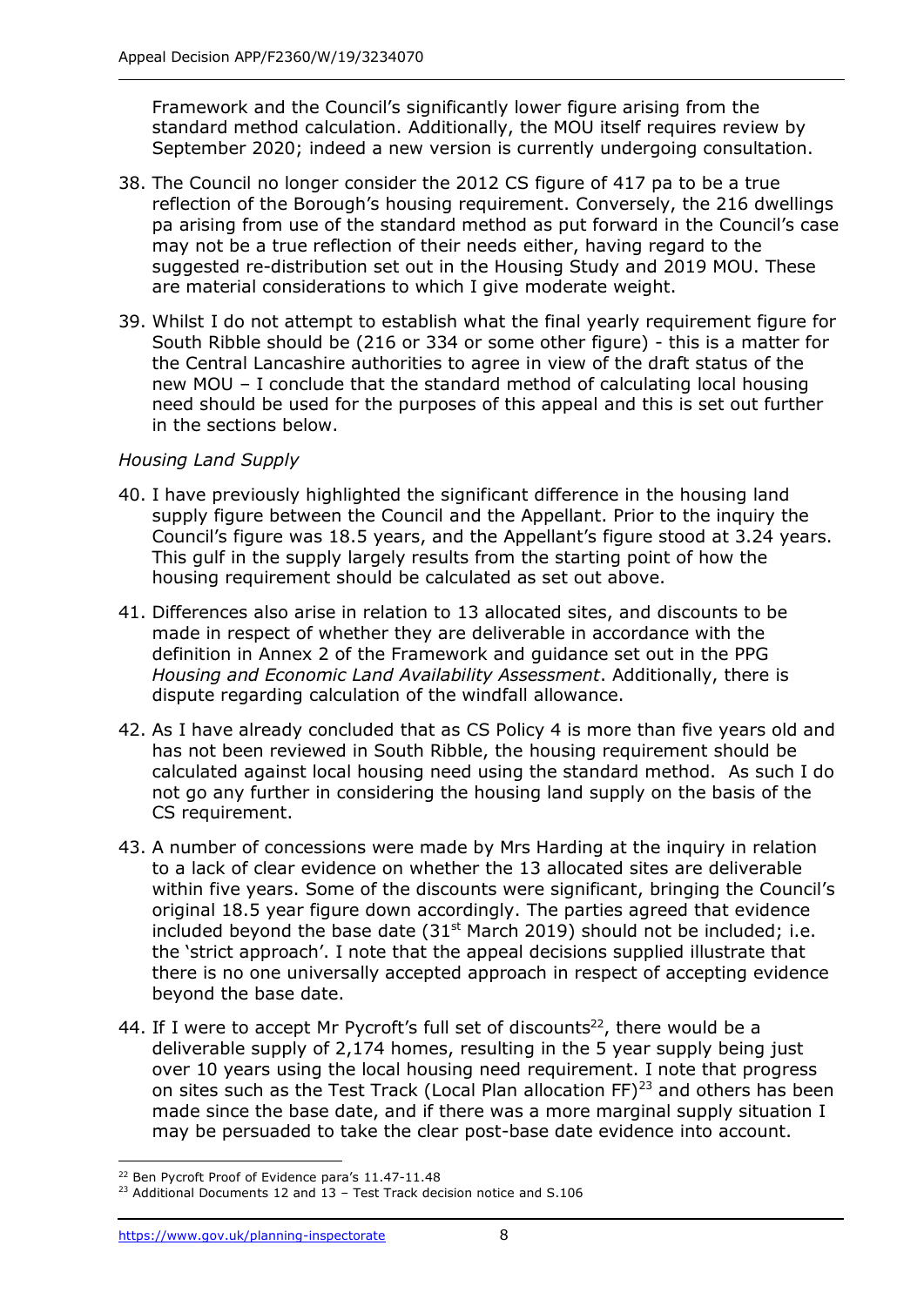Framework and the Council's significantly lower figure arising from the standard method calculation. Additionally, the MOU itself requires review by September 2020; indeed a new version is currently undergoing consultation.

38. The Council no longer consider the 2012 CS figure of 417 pa to be a true reflection of the Borough's housing requirement. Conversely, the 216 dwellings pa arising from use of the standard method as put forward in the Council's case may not be a true reflection of their needs either, having regard to the suggested re-distribution set out in the Housing Study and 2019 MOU. These are material considerations to which I give moderate weight.

39. Whilst I do not attempt to establish what the final yearly requirement figure for South Ribble should be (216 or 334 or some other figure) - this is a matter for the Central Lancashire authorities to agree in view of the draft status of the new MOU – I conclude that the standard method of calculating local housing need should be used for the purposes of this appeal and this is set out further in the sections below.

*Housing Land Supply*

40. I have previously highlighted the significant difference in the housing land supply figure between the Council and the Appellant. Prior to the inquiry the Council's figure was 18.5 years, and the Appellant's figure stood at 3.24 years. This gulf in the supply largely results from the starting point of how the housing requirement should be calculated as set out above.

41. Differences also arise in relation to 13 allocated sites, and discounts to be made in respect of whether they are deliverable in accordance with the definition in Annex 2 of the Framework and guidance set out in the PPG *Housing and Economic Land Availability Assessment*. Additionally, there is dispute regarding calculation of the windfall allowance.

42. As I have already concluded that as CS Policy 4 is more than five years old and has not been reviewed in South Ribble, the housing requirement should be calculated against local housing need using the standard method. As such I do not go any further in considering the housing land supply on the basis of the CS requirement.

43. A number of concessions were made by Mrs Harding at the inquiry in relation to a lack of clear evidence on whether the 13 allocated sites are deliverable within five years. Some of the discounts were significant, bringing the Council's original 18.5 year figure down accordingly. The parties agreed that evidence included beyond the base date (31st March 2019) should not be included; i.e. the 'strict approach'. I note that the appeal decisions supplied illustrate that there is no one universally accepted approach in respect of accepting evidence beyond the base date.

44. If I were to accept Mr Pycroft's full set of discounts[22], there would be a deliverable supply of 2,174 homes, resulting in the 5 year supply being just over 10 years using the local housing need requirement. I note that progress on sites such as the Test Track (Local Plan allocation FF)[23] and others has been made since the base date, and if there was a more marginal supply situation I may be persuaded to take the clear post-base date evidence into account.

[22] Ben Pycroft Proof of Evidence para's 11.47-11.48

[23] Additional Documents 12 and 13 – Test Track decision notice and S.106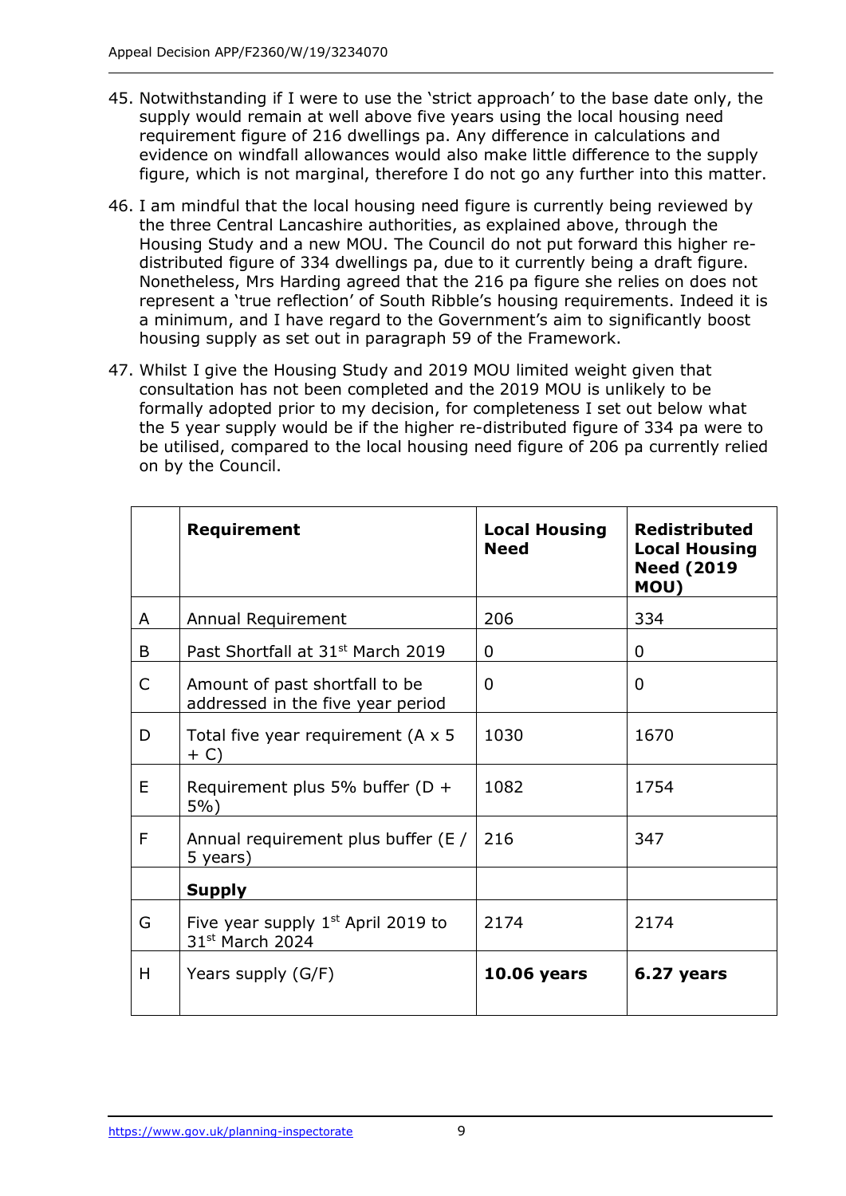45. Notwithstanding if I were to use the 'strict approach' to the base date only, the supply would remain at well above five years using the local housing need requirement figure of 216 dwellings pa. Any difference in calculations and evidence on windfall allowances would also make little difference to the supply figure, which is not marginal, therefore I do not go any further into this matter.

46. I am mindful that the local housing need figure is currently being reviewed by the three Central Lancashire authorities, as explained above, through the Housing Study and a new MOU. The Council do not put forward this higher re-distributed figure of 334 dwellings pa, due to it currently being a draft figure. Nonetheless, Mrs Harding agreed that the 216 pa figure she relies on does not represent a 'true reflection' of South Ribble's housing requirements. Indeed it is a minimum, and I have regard to the Government's aim to significantly boost housing supply as set out in paragraph 59 of the Framework.

47. Whilst I give the Housing Study and 2019 MOU limited weight given that consultation has not been completed and the 2019 MOU is unlikely to be formally adopted prior to my decision, for completeness I set out below what the 5 year supply would be if the higher re-distributed figure of 334 pa were to be utilised, compared to the local housing need figure of 206 pa currently relied on by the Council.

| | **Requirement** | **Local Housing Need** | **Redistributed Local Housing Need (2019 MOU)** |
|---|---|---|---|
| A | Annual Requirement | 206 | 334 |
| B | Past Shortfall at 31st March 2019 | 0 | 0 |
| C | Amount of past shortfall to be addressed in the five year period | 0 | 0 |
| D | Total five year requirement (A x 5 + C) | 1030 | 1670 |
| E | Requirement plus 5% buffer (D + 5%) | 1082 | 1754 |
| F | Annual requirement plus buffer (E / 5 years) | 216 | 347 |
| | **Supply** | | |
| G | Five year supply 1st April 2019 to 31st March 2024 | 2174 | 2174 |
| H | Years supply (G/F) | **10.06 years** | **6.27 years** |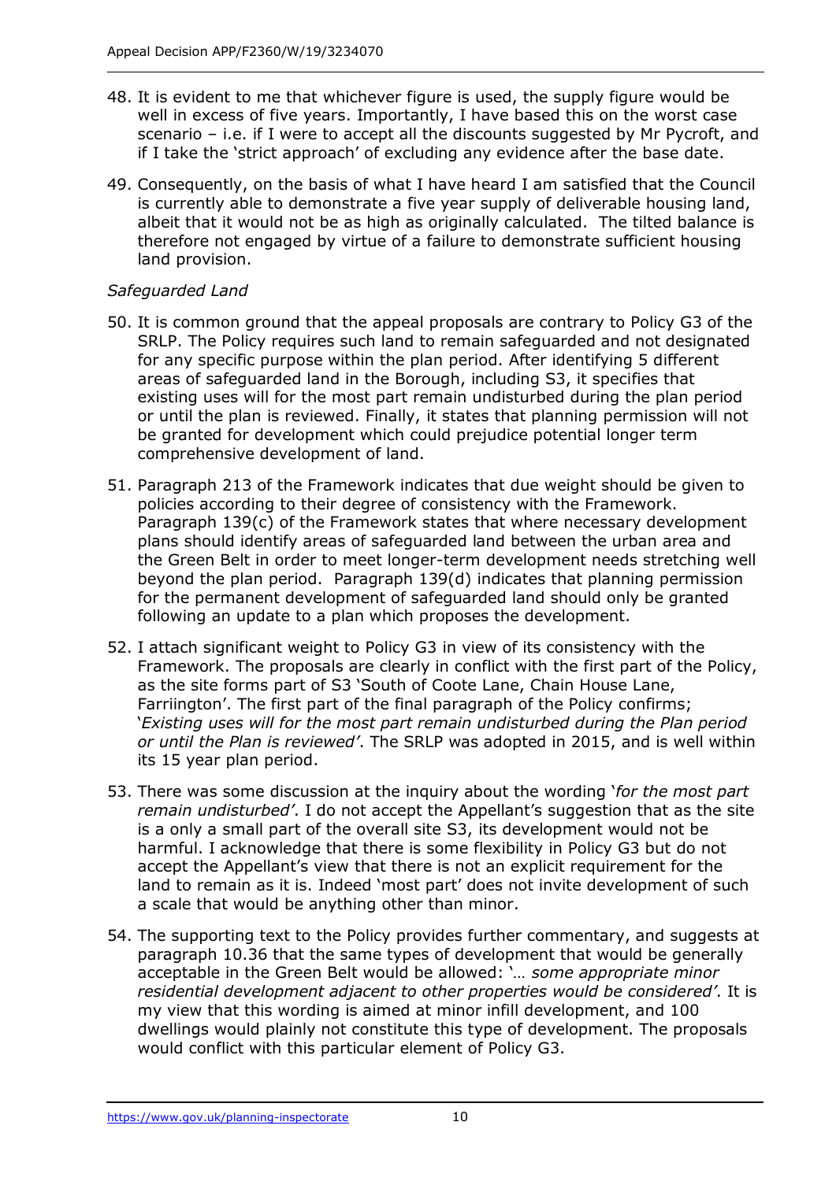48. It is evident to me that whichever figure is used, the supply figure would be well in excess of five years. Importantly, I have based this on the worst case scenario – i.e. if I were to accept all the discounts suggested by Mr Pycroft, and if I take the 'strict approach' of excluding any evidence after the base date.

49. Consequently, on the basis of what I have heard I am satisfied that the Council is currently able to demonstrate a five year supply of deliverable housing land, albeit that it would not be as high as originally calculated. The tilted balance is therefore not engaged by virtue of a failure to demonstrate sufficient housing land provision.

*Safeguarded Land*

50. It is common ground that the appeal proposals are contrary to Policy G3 of the SRLP. The Policy requires such land to remain safeguarded and not designated for any specific purpose within the plan period. After identifying 5 different areas of safeguarded land in the Borough, including S3, it specifies that existing uses will for the most part remain undisturbed during the plan period or until the plan is reviewed. Finally, it states that planning permission will not be granted for development which could prejudice potential longer term comprehensive development of land.

51. Paragraph 213 of the Framework indicates that due weight should be given to policies according to their degree of consistency with the Framework. Paragraph 139(c) of the Framework states that where necessary development plans should identify areas of safeguarded land between the urban area and the Green Belt in order to meet longer-term development needs stretching well beyond the plan period. Paragraph 139(d) indicates that planning permission for the permanent development of safeguarded land should only be granted following an update to a plan which proposes the development.

52. I attach significant weight to Policy G3 in view of its consistency with the Framework. The proposals are clearly in conflict with the first part of the Policy, as the site forms part of S3 'South of Coote Lane, Chain House Lane, Farriington'. The first part of the final paragraph of the Policy confirms; '*Existing uses will for the most part remain undisturbed during the Plan period or until the Plan is reviewed'*. The SRLP was adopted in 2015, and is well within its 15 year plan period.

53. There was some discussion at the inquiry about the wording '*for the most part remain undisturbed'*. I do not accept the Appellant's suggestion that as the site is a only a small part of the overall site S3, its development would not be harmful. I acknowledge that there is some flexibility in Policy G3 but do not accept the Appellant's view that there is not an explicit requirement for the land to remain as it is. Indeed 'most part' does not invite development of such a scale that would be anything other than minor.

54. The supporting text to the Policy provides further commentary, and suggests at paragraph 10.36 that the same types of development that would be generally acceptable in the Green Belt would be allowed: '*… some appropriate minor residential development adjacent to other properties would be considered'*. It is my view that this wording is aimed at minor infill development, and 100 dwellings would plainly not constitute this type of development. The proposals would conflict with this particular element of Policy G3.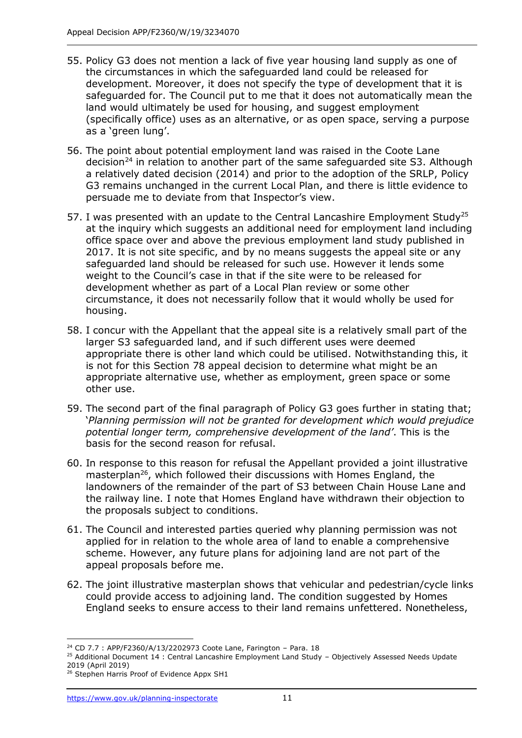55. Policy G3 does not mention a lack of five year housing land supply as one of the circumstances in which the safeguarded land could be released for development. Moreover, it does not specify the type of development that it is safeguarded for. The Council put to me that it does not automatically mean the land would ultimately be used for housing, and suggest employment (specifically office) uses as an alternative, or as open space, serving a purpose as a 'green lung'.

56. The point about potential employment land was raised in the Coote Lane decision[24] in relation to another part of the same safeguarded site S3. Although a relatively dated decision (2014) and prior to the adoption of the SRLP, Policy G3 remains unchanged in the current Local Plan, and there is little evidence to persuade me to deviate from that Inspector's view.

57. I was presented with an update to the Central Lancashire Employment Study[25] at the inquiry which suggests an additional need for employment land including office space over and above the previous employment land study published in 2017. It is not site specific, and by no means suggests the appeal site or any safeguarded land should be released for such use. However it lends some weight to the Council's case in that if the site were to be released for development whether as part of a Local Plan review or some other circumstance, it does not necessarily follow that it would wholly be used for housing.

58. I concur with the Appellant that the appeal site is a relatively small part of the larger S3 safeguarded land, and if such different uses were deemed appropriate there is other land which could be utilised. Notwithstanding this, it is not for this Section 78 appeal decision to determine what might be an appropriate alternative use, whether as employment, green space or some other use.

59. The second part of the final paragraph of Policy G3 goes further in stating that; '*Planning permission will not be granted for development which would prejudice potential longer term, comprehensive development of the land'*. This is the basis for the second reason for refusal.

60. In response to this reason for refusal the Appellant provided a joint illustrative masterplan[26], which followed their discussions with Homes England, the landowners of the remainder of the part of S3 between Chain House Lane and the railway line. I note that Homes England have withdrawn their objection to the proposals subject to conditions.

61. The Council and interested parties queried why planning permission was not applied for in relation to the whole area of land to enable a comprehensive scheme. However, any future plans for adjoining land are not part of the appeal proposals before me.

62. The joint illustrative masterplan shows that vehicular and pedestrian/cycle links could provide access to adjoining land. The condition suggested by Homes England seeks to ensure access to their land remains unfettered. Nonetheless,

---

[24] CD 7.7 : APP/F2360/A/13/2202973 Coote Lane, Farington – Para. 18

[25] Additional Document 14 : Central Lancashire Employment Land Study – Objectively Assessed Needs Update 2019 (April 2019)

[26] Stephen Harris Proof of Evidence Appx SH1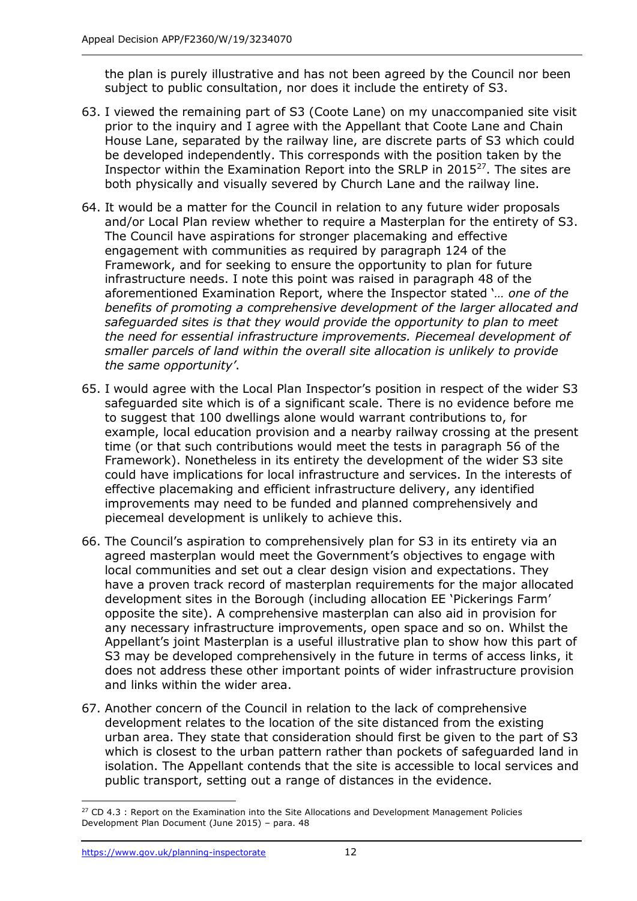the plan is purely illustrative and has not been agreed by the Council nor been subject to public consultation, nor does it include the entirety of S3.

63. I viewed the remaining part of S3 (Coote Lane) on my unaccompanied site visit prior to the inquiry and I agree with the Appellant that Coote Lane and Chain House Lane, separated by the railway line, are discrete parts of S3 which could be developed independently. This corresponds with the position taken by the Inspector within the Examination Report into the SRLP in 2015[27]. The sites are both physically and visually severed by Church Lane and the railway line.

64. It would be a matter for the Council in relation to any future wider proposals and/or Local Plan review whether to require a Masterplan for the entirety of S3. The Council have aspirations for stronger placemaking and effective engagement with communities as required by paragraph 124 of the Framework, and for seeking to ensure the opportunity to plan for future infrastructure needs. I note this point was raised in paragraph 48 of the aforementioned Examination Report, where the Inspector stated '*… one of the benefits of promoting a comprehensive development of the larger allocated and safeguarded sites is that they would provide the opportunity to plan to meet the need for essential infrastructure improvements. Piecemeal development of smaller parcels of land within the overall site allocation is unlikely to provide the same opportunity'*.

65. I would agree with the Local Plan Inspector's position in respect of the wider S3 safeguarded site which is of a significant scale. There is no evidence before me to suggest that 100 dwellings alone would warrant contributions to, for example, local education provision and a nearby railway crossing at the present time (or that such contributions would meet the tests in paragraph 56 of the Framework). Nonetheless in its entirety the development of the wider S3 site could have implications for local infrastructure and services. In the interests of effective placemaking and efficient infrastructure delivery, any identified improvements may need to be funded and planned comprehensively and piecemeal development is unlikely to achieve this.

66. The Council's aspiration to comprehensively plan for S3 in its entirety via an agreed masterplan would meet the Government's objectives to engage with local communities and set out a clear design vision and expectations. They have a proven track record of masterplan requirements for the major allocated development sites in the Borough (including allocation EE 'Pickerings Farm' opposite the site). A comprehensive masterplan can also aid in provision for any necessary infrastructure improvements, open space and so on. Whilst the Appellant's joint Masterplan is a useful illustrative plan to show how this part of S3 may be developed comprehensively in the future in terms of access links, it does not address these other important points of wider infrastructure provision and links within the wider area.

67. Another concern of the Council in relation to the lack of comprehensive development relates to the location of the site distanced from the existing urban area. They state that consideration should first be given to the part of S3 which is closest to the urban pattern rather than pockets of safeguarded land in isolation. The Appellant contends that the site is accessible to local services and public transport, setting out a range of distances in the evidence.

---

[27] CD 4.3 : Report on the Examination into the Site Allocations and Development Management Policies Development Plan Document (June 2015) – para. 48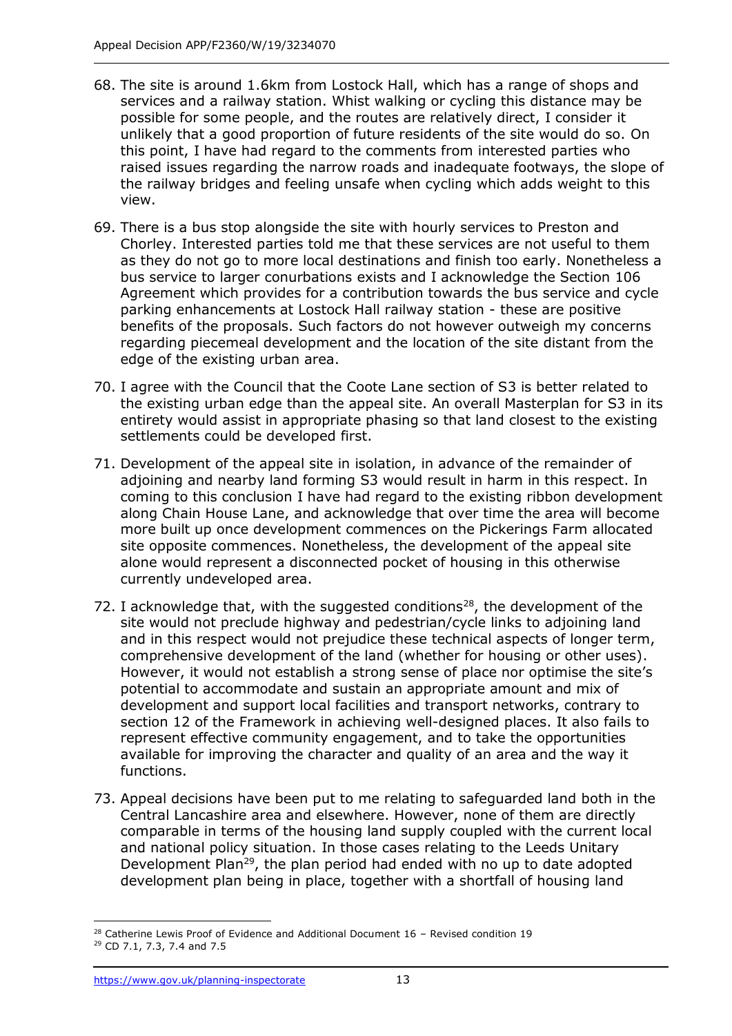68. The site is around 1.6km from Lostock Hall, which has a range of shops and services and a railway station. Whilst walking or cycling this distance may be possible for some people, and the routes are relatively direct, I consider it unlikely that a good proportion of future residents of the site would do so. On this point, I have had regard to the comments from interested parties who raised issues regarding the narrow roads and inadequate footways, the slope of the railway bridges and feeling unsafe when cycling which adds weight to this view.

69. There is a bus stop alongside the site with hourly services to Preston and Chorley. Interested parties told me that these services are not useful to them as they do not go to more local destinations and finish too early. Nonetheless a bus service to larger conurbations exists and I acknowledge the Section 106 Agreement which provides for a contribution towards the bus service and cycle parking enhancements at Lostock Hall railway station - these are positive benefits of the proposals. Such factors do not however outweigh my concerns regarding piecemeal development and the location of the site distant from the edge of the existing urban area.

70. I agree with the Council that the Coote Lane section of S3 is better related to the existing urban edge than the appeal site. An overall Masterplan for S3 in its entirety would assist in appropriate phasing so that land closest to the existing settlements could be developed first.

71. Development of the appeal site in isolation, in advance of the remainder of adjoining and nearby land forming S3 would result in harm in this respect. In coming to this conclusion I have had regard to the existing ribbon development along Chain House Lane, and acknowledge that over time the area will become more built up once development commences on the Pickerings Farm allocated site opposite commences. Nonetheless, the development of the appeal site alone would represent a disconnected pocket of housing in this otherwise currently undeveloped area.

72. I acknowledge that, with the suggested conditions[28], the development of the site would not preclude highway and pedestrian/cycle links to adjoining land and in this respect would not prejudice these technical aspects of longer term, comprehensive development of the land (whether for housing or other uses). However, it would not establish a strong sense of place nor optimise the site's potential to accommodate and sustain an appropriate amount and mix of development and support local facilities and transport networks, contrary to section 12 of the Framework in achieving well-designed places. It also fails to represent effective community engagement, and to take the opportunities available for improving the character and quality of an area and the way it functions.

73. Appeal decisions have been put to me relating to safeguarded land both in the Central Lancashire area and elsewhere. However, none of them are directly comparable in terms of the housing land supply coupled with the current local and national policy situation. In those cases relating to the Leeds Unitary Development Plan[29], the plan period had ended with no up to date adopted development plan being in place, together with a shortfall of housing land

[28] Catherine Lewis Proof of Evidence and Additional Document 16 – Revised condition 19

[29] CD 7.1, 7.3, 7.4 and 7.5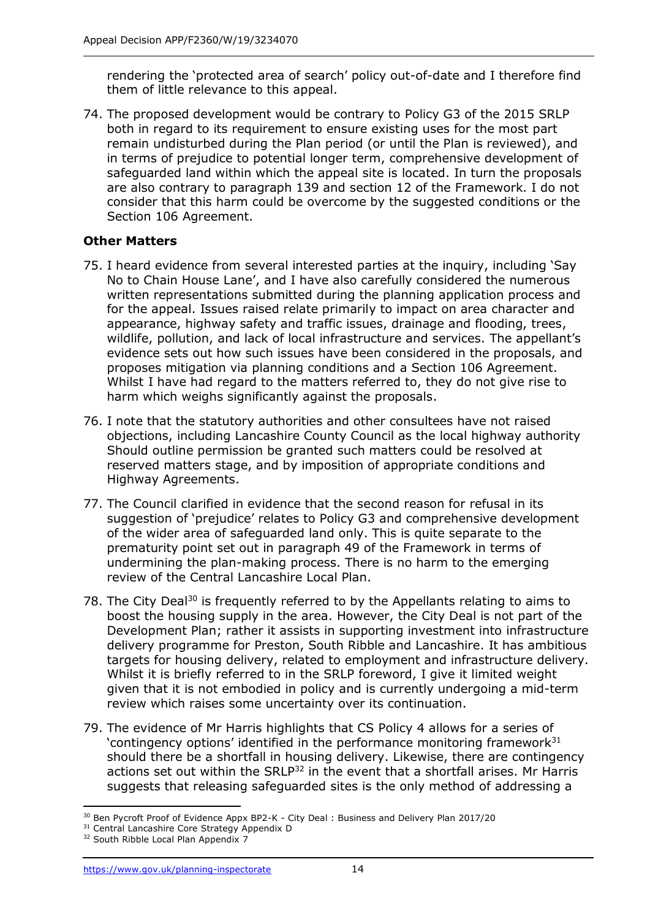rendering the 'protected area of search' policy out-of-date and I therefore find them of little relevance to this appeal.

74. The proposed development would be contrary to Policy G3 of the 2015 SRLP both in regard to its requirement to ensure existing uses for the most part remain undisturbed during the Plan period (or until the Plan is reviewed), and in terms of prejudice to potential longer term, comprehensive development of safeguarded land within which the appeal site is located. In turn the proposals are also contrary to paragraph 139 and section 12 of the Framework. I do not consider that this harm could be overcome by the suggested conditions or the Section 106 Agreement.

### Other Matters

75. I heard evidence from several interested parties at the inquiry, including 'Say No to Chain House Lane', and I have also carefully considered the numerous written representations submitted during the planning application process and for the appeal. Issues raised relate primarily to impact on area character and appearance, highway safety and traffic issues, drainage and flooding, trees, wildlife, pollution, and lack of local infrastructure and services. The appellant's evidence sets out how such issues have been considered in the proposals, and proposes mitigation via planning conditions and a Section 106 Agreement. Whilst I have had regard to the matters referred to, they do not give rise to harm which weighs significantly against the proposals.

76. I note that the statutory authorities and other consultees have not raised objections, including Lancashire County Council as the local highway authority Should outline permission be granted such matters could be resolved at reserved matters stage, and by imposition of appropriate conditions and Highway Agreements.

77. The Council clarified in evidence that the second reason for refusal in its suggestion of 'prejudice' relates to Policy G3 and comprehensive development of the wider area of safeguarded land only. This is quite separate to the prematurity point set out in paragraph 49 of the Framework in terms of undermining the plan-making process. There is no harm to the emerging review of the Central Lancashire Local Plan.

78. The City Deal[30] is frequently referred to by the Appellants relating to aims to boost the housing supply in the area. However, the City Deal is not part of the Development Plan; rather it assists in supporting investment into infrastructure delivery programme for Preston, South Ribble and Lancashire. It has ambitious targets for housing delivery, related to employment and infrastructure delivery. Whilst it is briefly referred to in the SRLP foreword, I give it limited weight given that it is not embodied in policy and is currently undergoing a mid-term review which raises some uncertainty over its continuation.

79. The evidence of Mr Harris highlights that CS Policy 4 allows for a series of 'contingency options' identified in the performance monitoring framework[31] should there be a shortfall in housing delivery. Likewise, there are contingency actions set out within the SRLP[32] in the event that a shortfall arises. Mr Harris suggests that releasing safeguarded sites is the only method of addressing a

---

[30] Ben Pycroft Proof of Evidence Appx BP2-K - City Deal : Business and Delivery Plan 2017/20

[31] Central Lancashire Core Strategy Appendix D

[32] South Ribble Local Plan Appendix 7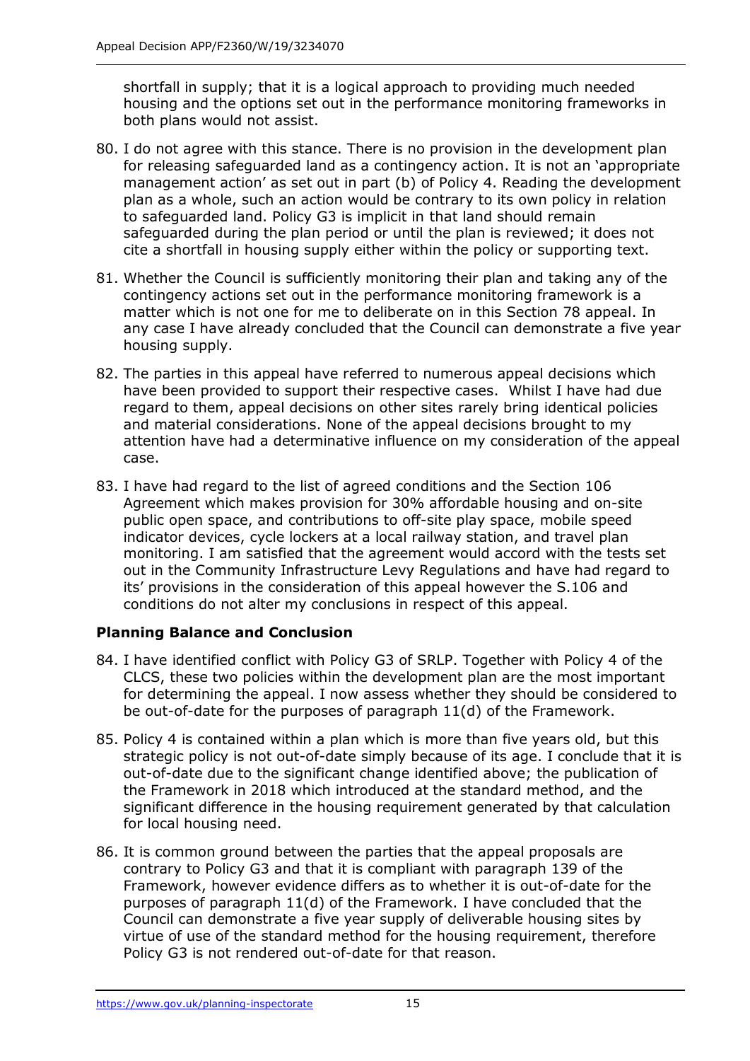shortfall in supply; that it is a logical approach to providing much needed housing and the options set out in the performance monitoring frameworks in both plans would not assist.

80. I do not agree with this stance. There is no provision in the development plan for releasing safeguarded land as a contingency action. It is not an 'appropriate management action' as set out in part (b) of Policy 4. Reading the development plan as a whole, such an action would be contrary to its own policy in relation to safeguarded land. Policy G3 is implicit in that land should remain safeguarded during the plan period or until the plan is reviewed; it does not cite a shortfall in housing supply either within the policy or supporting text.

81. Whether the Council is sufficiently monitoring their plan and taking any of the contingency actions set out in the performance monitoring framework is a matter which is not one for me to deliberate on in this Section 78 appeal. In any case I have already concluded that the Council can demonstrate a five year housing supply.

82. The parties in this appeal have referred to numerous appeal decisions which have been provided to support their respective cases. Whilst I have had due regard to them, appeal decisions on other sites rarely bring identical policies and material considerations. None of the appeal decisions brought to my attention have had a determinative influence on my consideration of the appeal case.

83. I have had regard to the list of agreed conditions and the Section 106 Agreement which makes provision for 30% affordable housing and on-site public open space, and contributions to off-site play space, mobile speed indicator devices, cycle lockers at a local railway station, and travel plan monitoring. I am satisfied that the agreement would accord with the tests set out in the Community Infrastructure Levy Regulations and have had regard to its' provisions in the consideration of this appeal however the S.106 and conditions do not alter my conclusions in respect of this appeal.

## Planning Balance and Conclusion

84. I have identified conflict with Policy G3 of SRLP. Together with Policy 4 of the CLCS, these two policies within the development plan are the most important for determining the appeal. I now assess whether they should be considered to be out-of-date for the purposes of paragraph 11(d) of the Framework.

85. Policy 4 is contained within a plan which is more than five years old, but this strategic policy is not out-of-date simply because of its age. I conclude that it is out-of-date due to the significant change identified above; the publication of the Framework in 2018 which introduced at the standard method, and the significant difference in the housing requirement generated by that calculation for local housing need.

86. It is common ground between the parties that the appeal proposals are contrary to Policy G3 and that it is compliant with paragraph 139 of the Framework, however evidence differs as to whether it is out-of-date for the purposes of paragraph 11(d) of the Framework. I have concluded that the Council can demonstrate a five year supply of deliverable housing sites by virtue of use of the standard method for the housing requirement, therefore Policy G3 is not rendered out-of-date for that reason.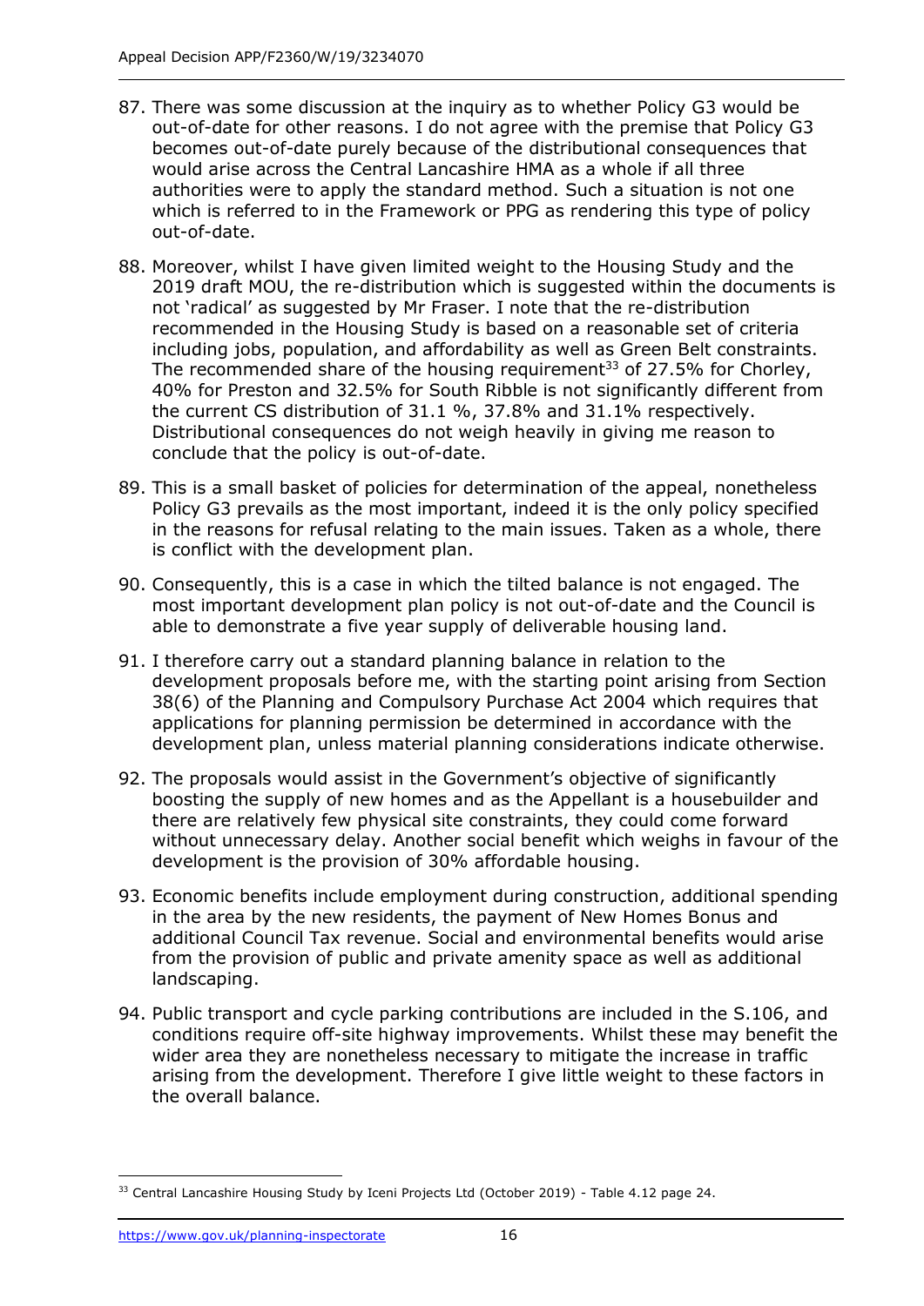87. There was some discussion at the inquiry as to whether Policy G3 would be out-of-date for other reasons. I do not agree with the premise that Policy G3 becomes out-of-date purely because of the distributional consequences that would arise across the Central Lancashire HMA as a whole if all three authorities were to apply the standard method. Such a situation is not one which is referred to in the Framework or PPG as rendering this type of policy out-of-date.

88. Moreover, whilst I have given limited weight to the Housing Study and the 2019 draft MOU, the re-distribution which is suggested within the documents is not 'radical' as suggested by Mr Fraser. I note that the re-distribution recommended in the Housing Study is based on a reasonable set of criteria including jobs, population, and affordability as well as Green Belt constraints. The recommended share of the housing requirement[33] of 27.5% for Chorley, 40% for Preston and 32.5% for South Ribble is not significantly different from the current CS distribution of 31.1 %, 37.8% and 31.1% respectively. Distributional consequences do not weigh heavily in giving me reason to conclude that the policy is out-of-date.

89. This is a small basket of policies for determination of the appeal, nonetheless Policy G3 prevails as the most important, indeed it is the only policy specified in the reasons for refusal relating to the main issues. Taken as a whole, there is conflict with the development plan.

90. Consequently, this is a case in which the tilted balance is not engaged. The most important development plan policy is not out-of-date and the Council is able to demonstrate a five year supply of deliverable housing land.

91. I therefore carry out a standard planning balance in relation to the development proposals before me, with the starting point arising from Section 38(6) of the Planning and Compulsory Purchase Act 2004 which requires that applications for planning permission be determined in accordance with the development plan, unless material planning considerations indicate otherwise.

92. The proposals would assist in the Government's objective of significantly boosting the supply of new homes and as the Appellant is a housebuilder and there are relatively few physical site constraints, they could come forward without unnecessary delay. Another social benefit which weighs in favour of the development is the provision of 30% affordable housing.

93. Economic benefits include employment during construction, additional spending in the area by the new residents, the payment of New Homes Bonus and additional Council Tax revenue. Social and environmental benefits would arise from the provision of public and private amenity space as well as additional landscaping.

94. Public transport and cycle parking contributions are included in the S.106, and conditions require off-site highway improvements. Whilst these may benefit the wider area they are nonetheless necessary to mitigate the increase in traffic arising from the development. Therefore I give little weight to these factors in the overall balance.

---

[33] Central Lancashire Housing Study by Iceni Projects Ltd (October 2019) - Table 4.12 page 24.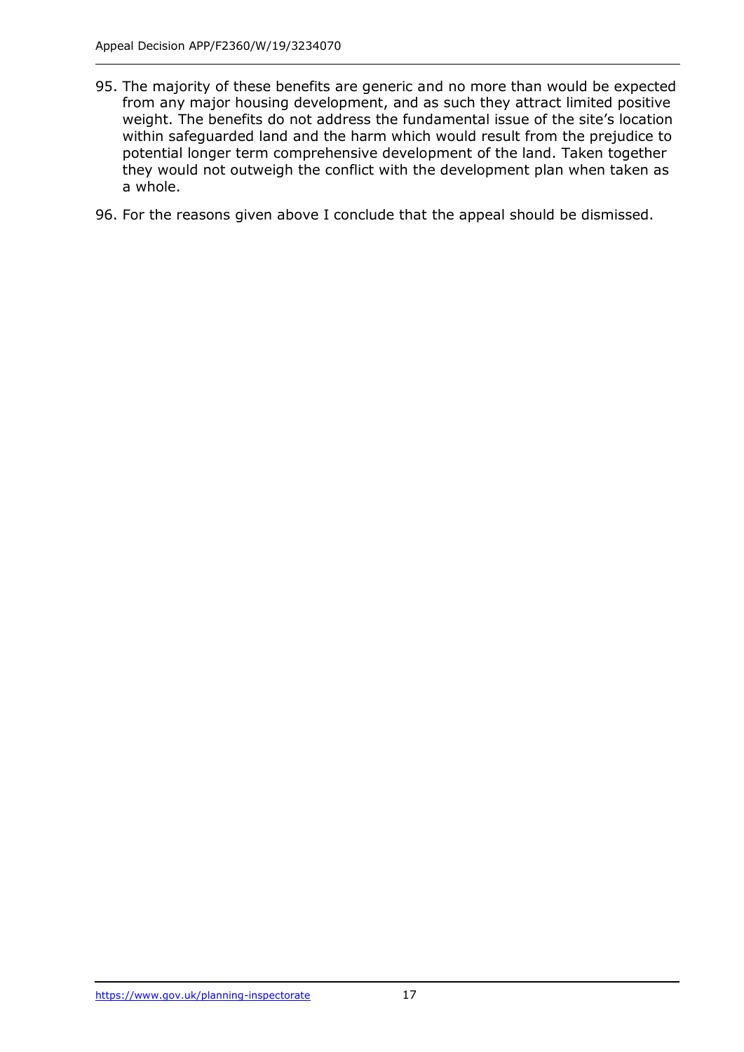95. The majority of these benefits are generic and no more than would be expected from any major housing development, and as such they attract limited positive weight. The benefits do not address the fundamental issue of the site's location within safeguarded land and the harm which would result from the prejudice to potential longer term comprehensive development of the land. Taken together they would not outweigh the conflict with the development plan when taken as a whole.

96. For the reasons given above I conclude that the appeal should be dismissed.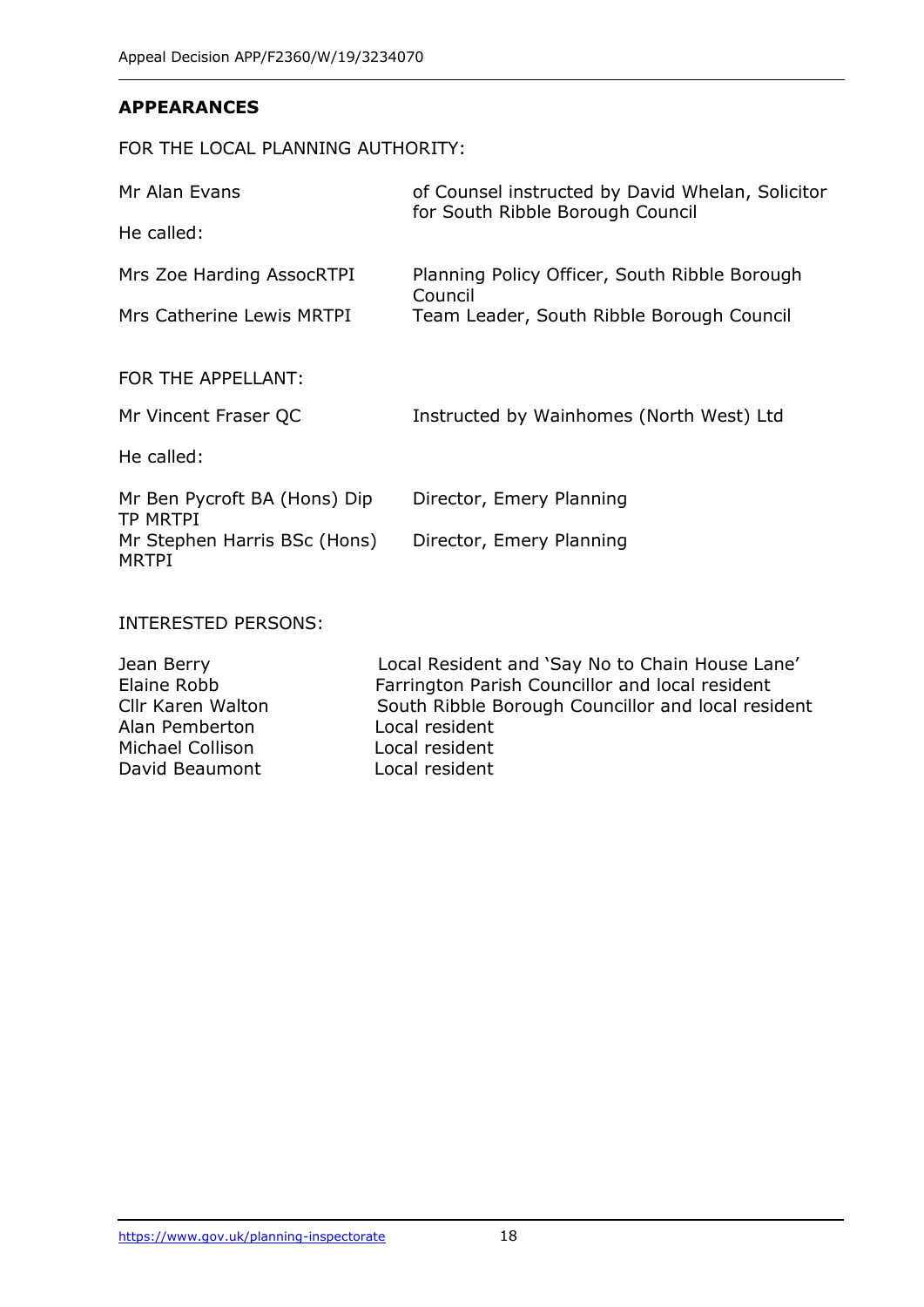## APPEARANCES

FOR THE LOCAL PLANNING AUTHORITY:

| | |
|---|---|
| Mr Alan Evans | of Counsel instructed by David Whelan, Solicitor for South Ribble Borough Council |
| He called: | |
| Mrs Zoe Harding AssocRTPI | Planning Policy Officer, South Ribble Borough Council |
| Mrs Catherine Lewis MRTPI | Team Leader, South Ribble Borough Council |

FOR THE APPELLANT:

| | |
|---|---|
| Mr Vincent Fraser QC | Instructed by Wainhomes (North West) Ltd |
| He called: | |
| Mr Ben Pycroft BA (Hons) Dip TP MRTPI | Director, Emery Planning |
| Mr Stephen Harris BSc (Hons) MRTPI | Director, Emery Planning |

INTERESTED PERSONS:

| | |
|---|---|
| Jean Berry | Local Resident and 'Say No to Chain House Lane' |
| Elaine Robb | Farrington Parish Councillor and local resident |
| Cllr Karen Walton | South Ribble Borough Councillor and local resident |
| Alan Pemberton | Local resident |
| Michael Collison | Local resident |
| David Beaumont | Local resident |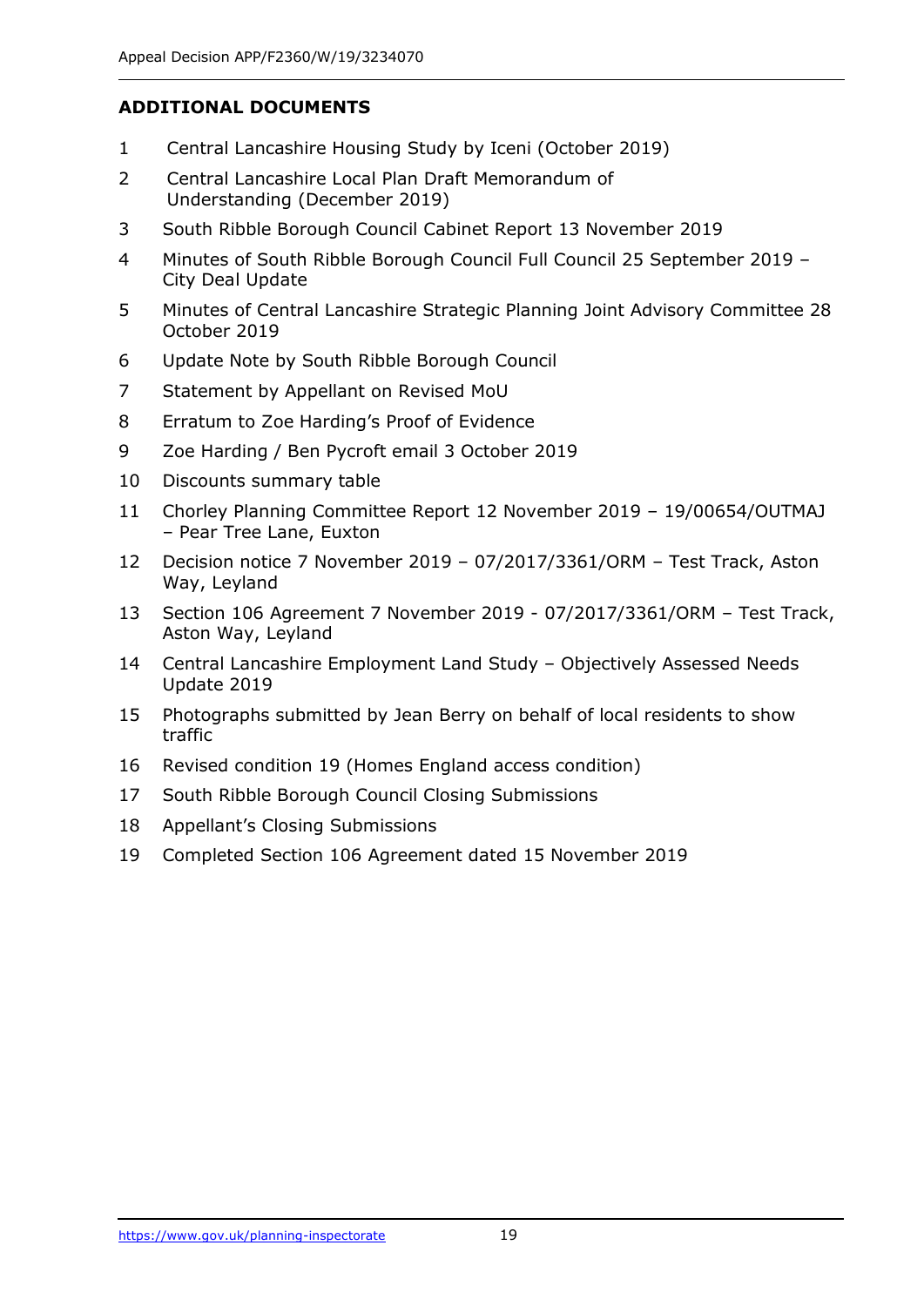**ADDITIONAL DOCUMENTS**

1. Central Lancashire Housing Study by Iceni (October 2019)
2. Central Lancashire Local Plan Draft Memorandum of Understanding (December 2019)
3. South Ribble Borough Council Cabinet Report 13 November 2019
4. Minutes of South Ribble Borough Council Full Council 25 September 2019 – City Deal Update
5. Minutes of Central Lancashire Strategic Planning Joint Advisory Committee 28 October 2019
6. Update Note by South Ribble Borough Council
7. Statement by Appellant on Revised MoU
8. Erratum to Zoe Harding's Proof of Evidence
9. Zoe Harding / Ben Pycroft email 3 October 2019
10. Discounts summary table
11. Chorley Planning Committee Report 12 November 2019 – 19/00654/OUTMAJ – Pear Tree Lane, Euxton
12. Decision notice 7 November 2019 – 07/2017/3361/ORM – Test Track, Aston Way, Leyland
13. Section 106 Agreement 7 November 2019 - 07/2017/3361/ORM – Test Track, Aston Way, Leyland
14. Central Lancashire Employment Land Study – Objectively Assessed Needs Update 2019
15. Photographs submitted by Jean Berry on behalf of local residents to show traffic
16. Revised condition 19 (Homes England access condition)
17. South Ribble Borough Council Closing Submissions
18. Appellant's Closing Submissions
19. Completed Section 106 Agreement dated 15 November 2019